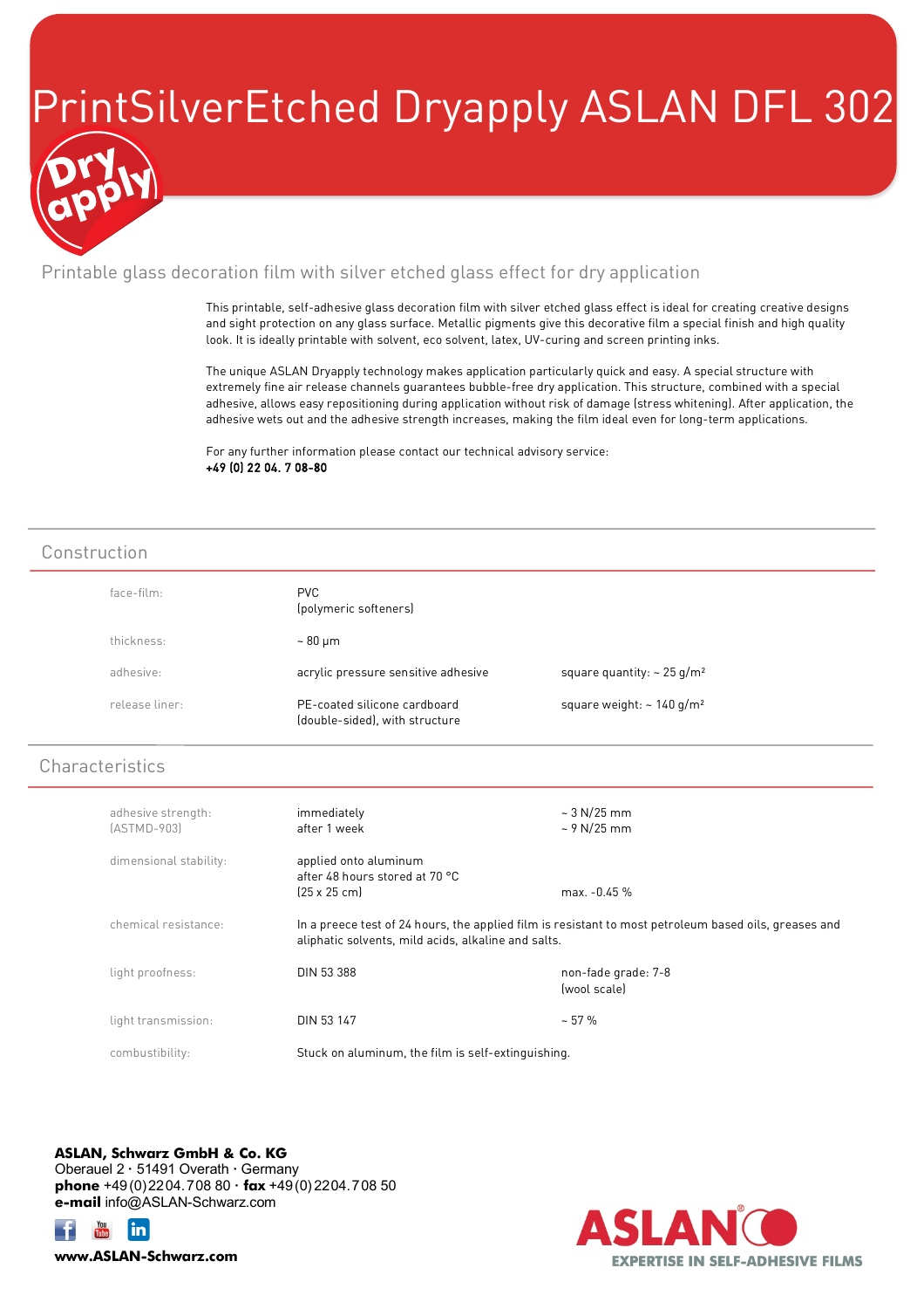# PrintSilverEtched Dryapply ASLAN DFL 302

Dry apply

## Printable glass decoration film with silver etched glass effect for dry application

This printable, self-adhesive glass decoration film with silver etched glass effect is ideal for creating creative designs and sight protection on any glass surface. Metallic pigments give this decorative film a special finish and high quality look. It is ideally printable with solvent, eco solvent, latex, UV-curing and screen printing inks.

The unique ASLAN Dryapply technology makes application particularly quick and easy. A special structure with extremely fine air release channels guarantees bubble-free dry application. This structure, combined with a special adhesive, allows easy repositioning during application without risk of damage (stress whitening). After application, the adhesive wets out and the adhesive strength increases, making the film ideal even for long-term applications.

For any further information please contact our technical advisory service:
**+49 (0) 22 04. 7 08-80**

## Construction

| | | |
|---|---|---|
| face-film: | PVC (polymeric softeners) | |
| thickness: | ~ 80 µm | |
| adhesive: | acrylic pressure sensitive adhesive | square quantity: ~ 25 g/m² |
| release liner: | PE-coated silicone cardboard (double-sided), with structure | square weight: ~ 140 g/m² |

## Characteristics

| | | |
|---|---|---|
| adhesive strength: (ASTMD-903) | immediately<br>after 1 week | ~ 3 N/25 mm<br>~ 9 N/25 mm |
| dimensional stability: | applied onto aluminum after 48 hours stored at 70 °C (25 x 25 cm) | max. -0.45 % |
| chemical resistance: | In a preece test of 24 hours, the applied film is resistant to most petroleum based oils, greases and aliphatic solvents, mild acids, alkaline and salts. | |
| light proofness: | DIN 53 388 | non-fade grade: 7-8 (wool scale) |
| light transmission: | DIN 53 147 | ~ 57 % |
| combustibility: | Stuck on aluminum, the film is self-extinguishing. | |

**ASLAN, Schwarz GmbH & Co. KG**
Oberauel 2 · 51491 Overath · Germany
**phone** +49 (0) 22 04. 7 08 80 · **fax** +49 (0) 22 04. 7 08 50
**e-mail** info@ASLAN-Schwarz.com

**www.ASLAN-Schwarz.com**

ASLAN®
EXPERTISE IN SELF-ADHESIVE FILMS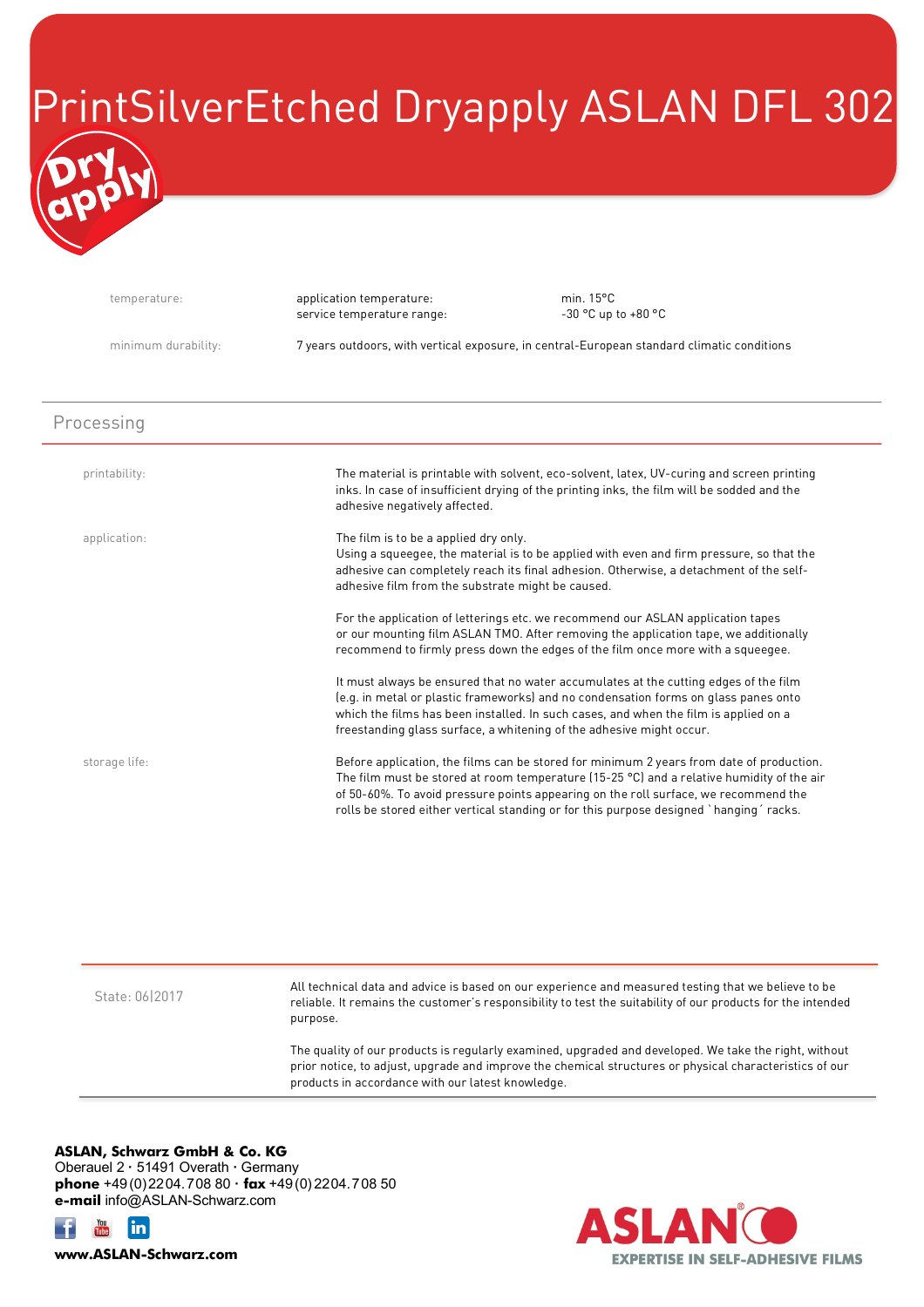# PrintSilverEtched Dryapply ASLAN DFL 302

| | | |
|---|---|---|
| temperature: | application temperature:<br>service temperature range: | min. 15°C<br>-30 °C up to +80 °C |
| minimum durability: | 7 years outdoors, with vertical exposure, in central-European standard climatic conditions | |

## Processing

| | |
|---|---|
| printability: | The material is printable with solvent, eco-solvent, latex, UV-curing and screen printing inks. In case of insufficient drying of the printing inks, the film will be sodded and the adhesive negatively affected. |
| application: | The film is to be a applied dry only.<br>Using a squeegee, the material is to be applied with even and firm pressure, so that the adhesive can completely reach its final adhesion. Otherwise, a detachment of the self-adhesive film from the substrate might be caused.<br><br>For the application of letterings etc. we recommend our ASLAN application tapes or our mounting film ASLAN TM0. After removing the application tape, we additionally recommend to firmly press down the edges of the film once more with a squeegee.<br><br>It must always be ensured that no water accumulates at the cutting edges of the film (e.g. in metal or plastic frameworks) and no condensation forms on glass panes onto which the films has been installed. In such cases, and when the film is applied on a freestanding glass surface, a whitening of the adhesive might occur. |
| storage life: | Before application, the films can be stored for minimum 2 years from date of production. The film must be stored at room temperature (15-25 °C) and a relative humidity of the air of 50-60%. To avoid pressure points appearing on the roll surface, we recommend the rolls be stored either vertical standing or for this purpose designed `hanging´ racks. |

State: 06|2017

All technical data and advice is based on our experience and measured testing that we believe to be reliable. It remains the customer's responsibility to test the suitability of our products for the intended purpose.

The quality of our products is regularly examined, upgraded and developed. We take the right, without prior notice, to adjust, upgrade and improve the chemical structures or physical characteristics of our products in accordance with our latest knowledge.

**ASLAN, Schwarz GmbH & Co. KG**
Oberauel 2 · 51491 Overath · Germany
**phone** +49 (0) 2204. 708 80 · **fax** +49 (0) 2204. 708 50
**e-mail** info@ASLAN-Schwarz.com

**www.ASLAN-Schwarz.com**

ASLAN
EXPERTISE IN SELF-ADHESIVE FILMS